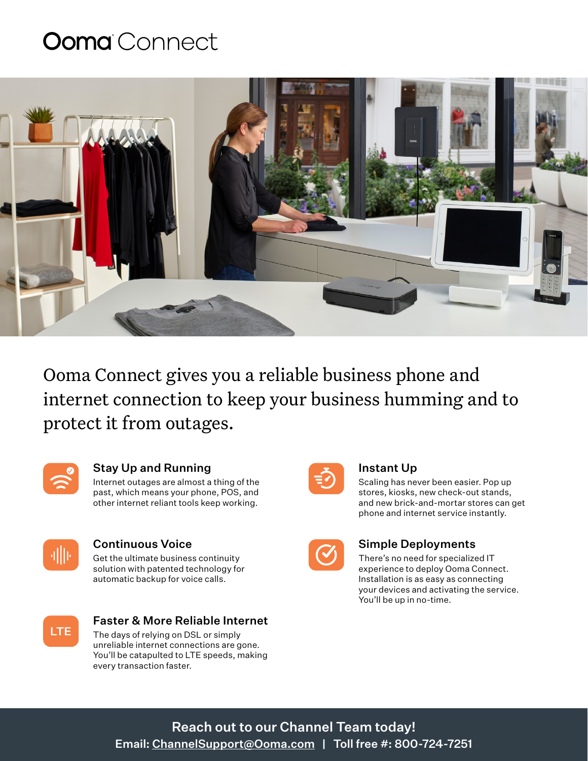# Ooma Connect

Ooma Connect gives you a reliable business phone and internet connection to keep your business humming and to protect it from outages.

### Stay Up and Running

Internet outages are almost a thing of the past, which means your phone, POS, and other internet reliant tools keep working.

### Continuous Voice

Get the ultimate business continuity solution with patented technology for automatic backup for voice calls.

### Faster & More Reliable Internet

The days of relying on DSL or simply unreliable internet connections are gone. You'll be catapulted to LTE speeds, making every transaction faster.

### Instant Up

Scaling has never been easier. Pop up stores, kiosks, new check-out stands, and new brick-and-mortar stores can get phone and internet service instantly.

### Simple Deployments

There's no need for specialized IT experience to deploy Ooma Connect. Installation is as easy as connecting your devices and activating the service. You'll be up in no-time.

**Reach out to our Channel Team today!**
**Email: ChannelSupport@Ooma.com | Toll free #: 800-724-7251**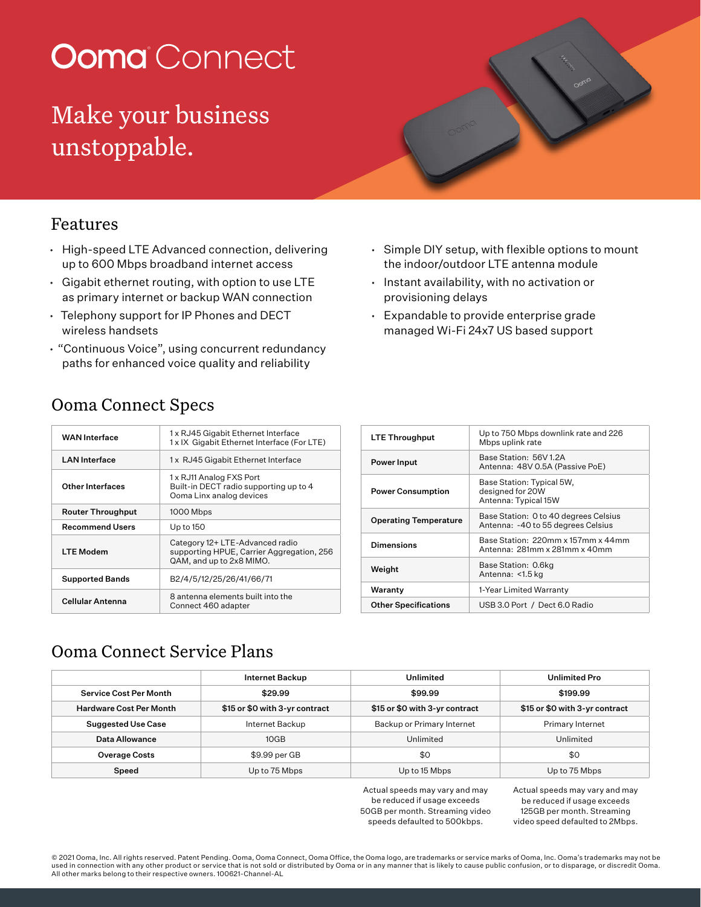# Ooma Connect

Make your business unstoppable.

## Features

- High-speed LTE Advanced connection, delivering up to 600 Mbps broadband internet access
- Gigabit ethernet routing, with option to use LTE as primary internet or backup WAN connection
- Telephony support for IP Phones and DECT wireless handsets
- "Continuous Voice", using concurrent redundancy paths for enhanced voice quality and reliability
- Simple DIY setup, with flexible options to mount the indoor/outdoor LTE antenna module
- Instant availability, with no activation or provisioning delays
- Expandable to provide enterprise grade managed Wi-Fi 24x7 US based support

## Ooma Connect Specs

| | |
|---|---|
| **WAN Interface** | 1 x RJ45 Gigabit Ethernet Interface<br>1 x IX Gigabit Ethernet Interface (For LTE) |
| **LAN Interface** | 1 x RJ45 Gigabit Ethernet Interface |
| **Other Interfaces** | 1 x RJ11 Analog FXS Port<br>Built-in DECT radio supporting up to 4 Ooma Linx analog devices |
| **Router Throughput** | 1000 Mbps |
| **Recommend Users** | Up to 150 |
| **LTE Modem** | Category 12+ LTE-Advanced radio supporting HPUE, Carrier Aggregation, 256 QAM, and up to 2x8 MIMO. |
| **Supported Bands** | B2/4/5/12/25/26/41/66/71 |
| **Cellular Antenna** | 8 antenna elements built into the Connect 460 adapter |

| | |
|---|---|
| **LTE Throughput** | Up to 750 Mbps downlink rate and 226 Mbps uplink rate |
| **Power Input** | Base Station: 56V 1.2A<br>Antenna: 48V 0.5A (Passive PoE) |
| **Power Consumption** | Base Station: Typical 5W, designed for 20W<br>Antenna: Typical 15W |
| **Operating Temperature** | Base Station: 0 to 40 degrees Celsius<br>Antenna: -40 to 55 degrees Celsius |
| **Dimensions** | Base Station: 220mm x 157mm x 44mm<br>Antenna: 281mm x 281mm x 40mm |
| **Weight** | Base Station: 0.6kg<br>Antenna: <1.5 kg |
| **Waranty** | 1-Year Limited Warranty |
| **Other Specifications** | USB 3.0 Port / Dect 6.0 Radio |

## Ooma Connect Service Plans

| | Internet Backup | Unlimited | Unlimited Pro |
|---|---|---|---|
| **Service Cost Per Month** | **$29.99** | **$99.99** | **$199.99** |
| **Hardware Cost Per Month** | **$15 or $0 with 3-yr contract** | **$15 or $0 with 3-yr contract** | **$15 or $0 with 3-yr contract** |
| **Suggested Use Case** | Internet Backup | Backup or Primary Internet | Primary Internet |
| **Data Allowance** | 10GB | Unlimited | Unlimited |
| **Overage Costs** | $9.99 per GB | $0 | $0 |
| **Speed** | Up to 75 Mbps | Up to 15 Mbps | Up to 75 Mbps |
| | | Actual speeds may vary and may be reduced if usage exceeds 50GB per month. Streaming video speeds defaulted to 500kbps. | Actual speeds may vary and may be reduced if usage exceeds 125GB per month. Streaming video speed defaulted to 2Mbps. |

© 2021 Ooma, Inc. All rights reserved. Patent Pending. Ooma, Ooma Connect, Ooma Office, the Ooma logo, are trademarks or service marks of Ooma, Inc. Ooma's trademarks may not be used in connection with any other product or service that is not sold or distributed by Ooma or in any manner that is likely to cause public confusion, or to disparage, or discredit Ooma. All other marks belong to their respective owners. 100621-Channel-AL